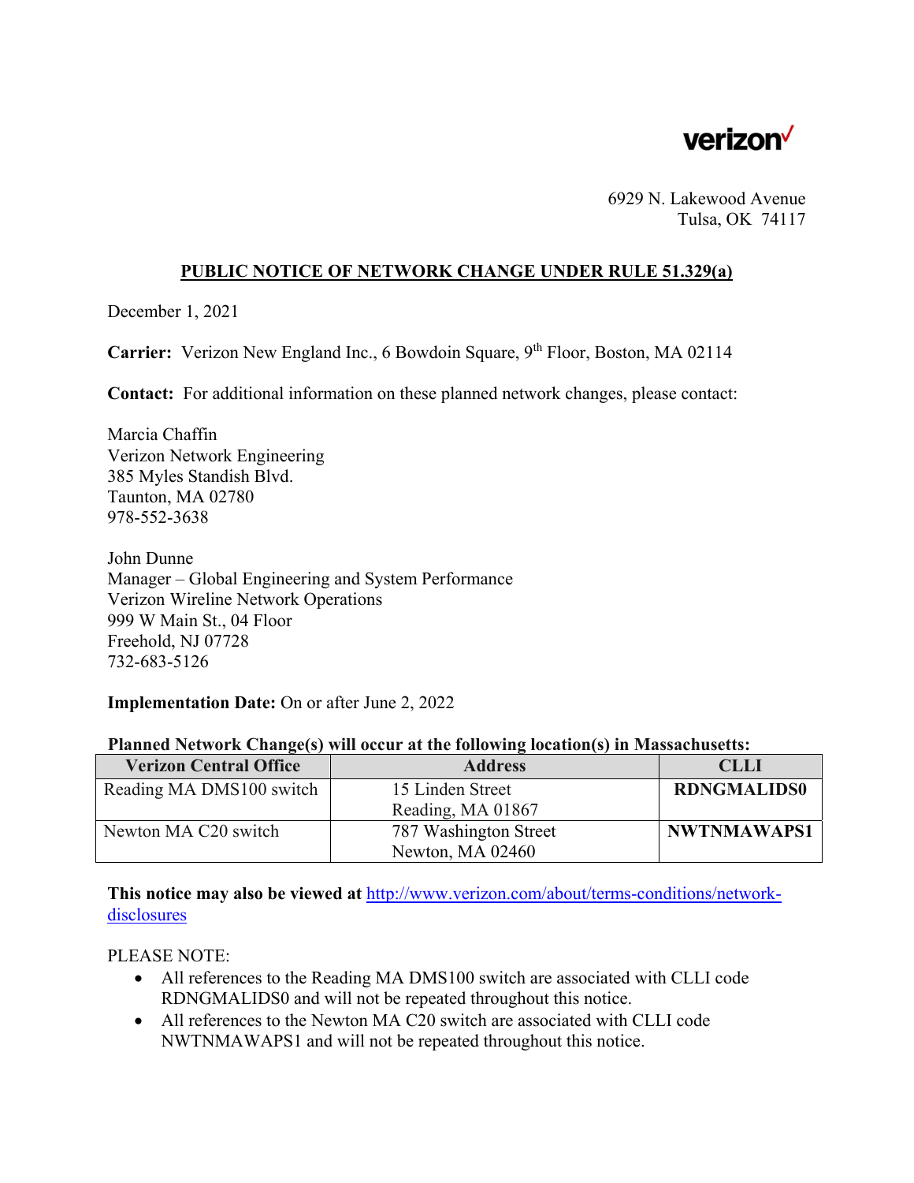verizon✓

6929 N. Lakewood Avenue
Tulsa, OK 74117

## PUBLIC NOTICE OF NETWORK CHANGE UNDER RULE 51.329(a)

December 1, 2021

**Carrier:** Verizon New England Inc., 6 Bowdoin Square, 9th Floor, Boston, MA 02114

**Contact:** For additional information on these planned network changes, please contact:

Marcia Chaffin
Verizon Network Engineering
385 Myles Standish Blvd.
Taunton, MA 02780
978-552-3638

John Dunne
Manager – Global Engineering and System Performance
Verizon Wireline Network Operations
999 W Main St., 04 Floor
Freehold, NJ 07728
732-683-5126

**Implementation Date:** On or after June 2, 2022

**Planned Network Change(s) will occur at the following location(s) in Massachusetts:**

| Verizon Central Office | Address | CLLI |
|---|---|---|
| Reading MA DMS100 switch | 15 Linden Street Reading, MA 01867 | **RDNGMALIDS0** |
| Newton MA C20 switch | 787 Washington Street Newton, MA 02460 | **NWTNMAWAPS1** |

**This notice may also be viewed at** http://www.verizon.com/about/terms-conditions/network-disclosures

PLEASE NOTE:

- All references to the Reading MA DMS100 switch are associated with CLLI code RDNGMALIDS0 and will not be repeated throughout this notice.
- All references to the Newton MA C20 switch are associated with CLLI code NWTNMAWAPS1 and will not be repeated throughout this notice.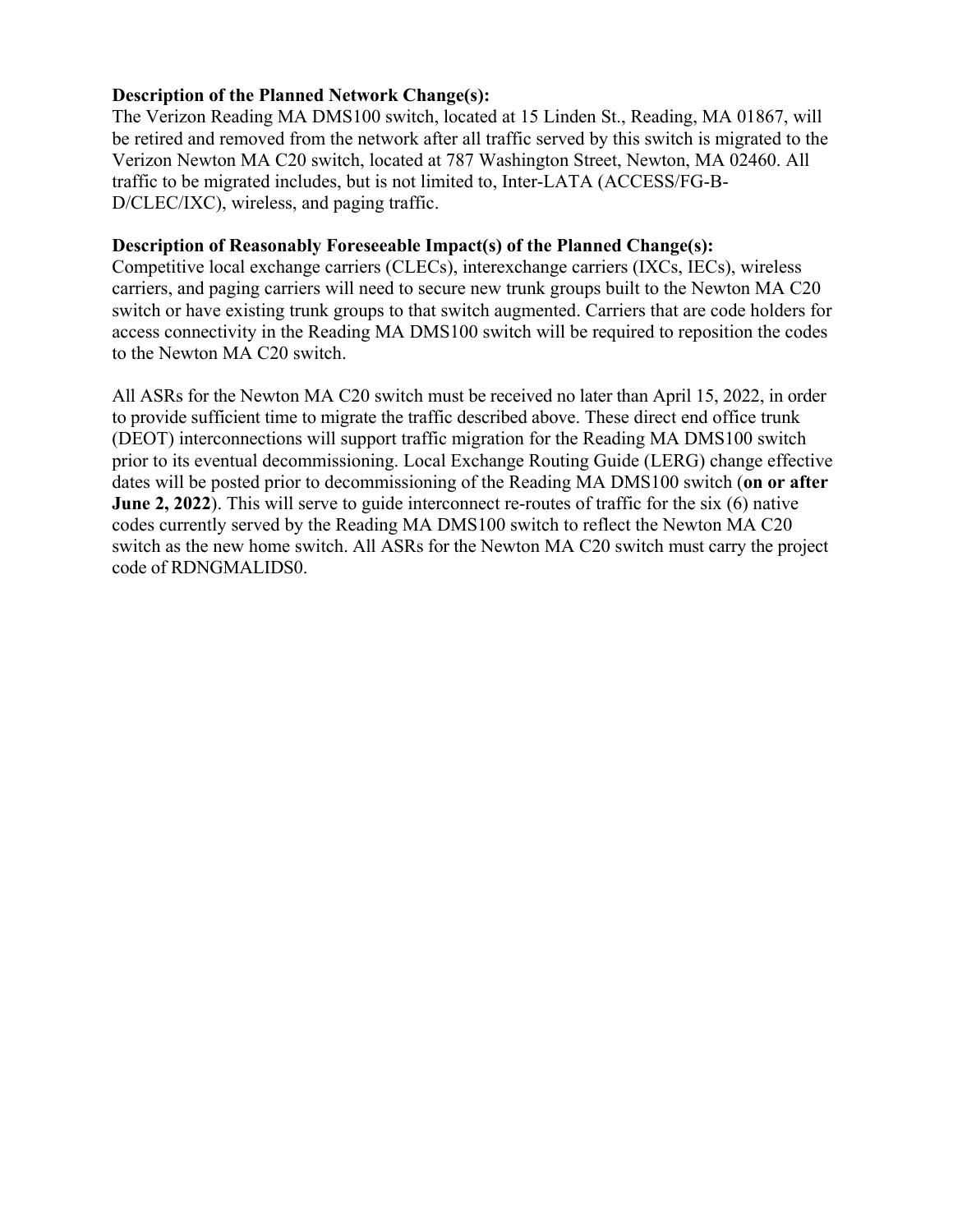**Description of the Planned Network Change(s):**
The Verizon Reading MA DMS100 switch, located at 15 Linden St., Reading, MA 01867, will be retired and removed from the network after all traffic served by this switch is migrated to the Verizon Newton MA C20 switch, located at 787 Washington Street, Newton, MA 02460. All traffic to be migrated includes, but is not limited to, Inter-LATA (ACCESS/FG-B-D/CLEC/IXC), wireless, and paging traffic.

**Description of Reasonably Foreseeable Impact(s) of the Planned Change(s):**
Competitive local exchange carriers (CLECs), interexchange carriers (IXCs, IECs), wireless carriers, and paging carriers will need to secure new trunk groups built to the Newton MA C20 switch or have existing trunk groups to that switch augmented. Carriers that are code holders for access connectivity in the Reading MA DMS100 switch will be required to reposition the codes to the Newton MA C20 switch.

All ASRs for the Newton MA C20 switch must be received no later than April 15, 2022, in order to provide sufficient time to migrate the traffic described above. These direct end office trunk (DEOT) interconnections will support traffic migration for the Reading MA DMS100 switch prior to its eventual decommissioning. Local Exchange Routing Guide (LERG) change effective dates will be posted prior to decommissioning of the Reading MA DMS100 switch (**on or after June 2, 2022**). This will serve to guide interconnect re-routes of traffic for the six (6) native codes currently served by the Reading MA DMS100 switch to reflect the Newton MA C20 switch as the new home switch. All ASRs for the Newton MA C20 switch must carry the project code of RDNGMALIDS0.